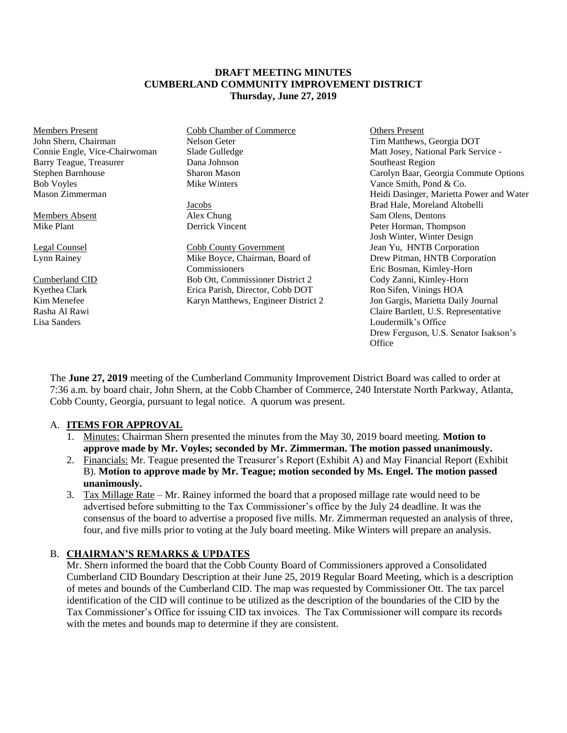**DRAFT MEETING MINUTES**
**CUMBERLAND COMMUNITY IMPROVEMENT DISTRICT**
**Thursday, June 27, 2019**

Members Present
John Shern, Chairman
Connie Engle, Vice-Chairwoman
Barry Teague, Treasurer
Stephen Barnhouse
Bob Voyles
Mason Zimmerman

Members Absent
Mike Plant

Legal Counsel
Lynn Rainey

Cumberland CID
Kyethea Clark
Kim Menefee
Rasha Al Rawi
Lisa Sanders

Cobb Chamber of Commerce
Nelson Geter
Slade Gulledge
Dana Johnson
Sharon Mason
Mike Winters

Jacobs
Alex Chung
Derrick Vincent

Cobb County Government
Mike Boyce, Chairman, Board of Commissioners
Bob Ott, Commissioner District 2
Erica Parish, Director, Cobb DOT
Karyn Matthews, Engineer District 2

Others Present
Tim Matthews, Georgia DOT
Matt Josey, National Park Service - Southeast Region
Carolyn Baar, Georgia Commute Options
Vance Smith, Pond & Co.
Heidi Dasinger, Marietta Power and Water
Brad Hale, Moreland Altobelli
Sam Olens, Dentons
Peter Horman, Thompson
Josh Winter, Winter Design
Jean Yu, HNTB Corporation
Drew Pitman, HNTB Corporation
Eric Bosman, Kimley-Horn
Cody Zanni, Kimley-Horn
Ron Sifen, Vinings HOA
Jon Gargis, Marietta Daily Journal
Claire Bartlett, U.S. Representative Loudermilk's Office
Drew Ferguson, U.S. Senator Isakson's Office

The **June 27, 2019** meeting of the Cumberland Community Improvement District Board was called to order at 7:36 a.m. by board chair, John Shern, at the Cobb Chamber of Commerce, 240 Interstate North Parkway, Atlanta, Cobb County, Georgia, pursuant to legal notice. A quorum was present.

A. **ITEMS FOR APPROVAL**

1. Minutes: Chairman Shern presented the minutes from the May 30, 2019 board meeting. **Motion to approve made by Mr. Voyles; seconded by Mr. Zimmerman. The motion passed unanimously.**
2. Financials: Mr. Teague presented the Treasurer's Report (Exhibit A) and May Financial Report (Exhibit B). **Motion to approve made by Mr. Teague; motion seconded by Ms. Engel. The motion passed unanimously.**
3. Tax Millage Rate – Mr. Rainey informed the board that a proposed millage rate would need to be advertised before submitting to the Tax Commissioner's office by the July 24 deadline. It was the consensus of the board to advertise a proposed five mills. Mr. Zimmerman requested an analysis of three, four, and five mills prior to voting at the July board meeting. Mike Winters will prepare an analysis.

B. **CHAIRMAN'S REMARKS & UPDATES**

Mr. Shern informed the board that the Cobb County Board of Commissioners approved a Consolidated Cumberland CID Boundary Description at their June 25, 2019 Regular Board Meeting, which is a description of metes and bounds of the Cumberland CID. The map was requested by Commissioner Ott. The tax parcel identification of the CID will continue to be utilized as the description of the boundaries of the CID by the Tax Commissioner's Office for issuing CID tax invoices. The Tax Commissioner will compare its records with the metes and bounds map to determine if they are consistent.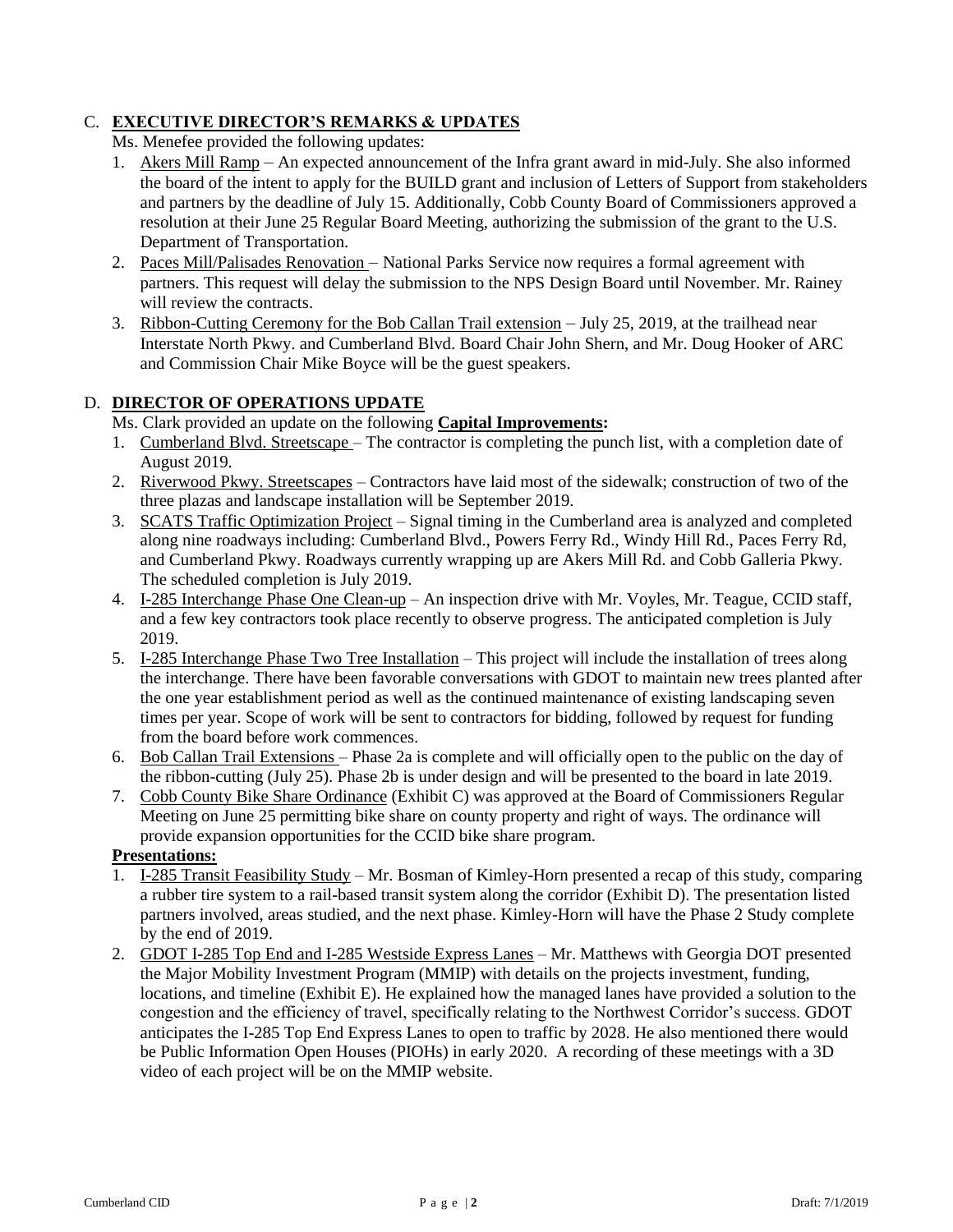## C. **EXECUTIVE DIRECTOR'S REMARKS & UPDATES**

Ms. Menefee provided the following updates:

1. Akers Mill Ramp – An expected announcement of the Infra grant award in mid-July. She also informed the board of the intent to apply for the BUILD grant and inclusion of Letters of Support from stakeholders and partners by the deadline of July 15. Additionally, Cobb County Board of Commissioners approved a resolution at their June 25 Regular Board Meeting, authorizing the submission of the grant to the U.S. Department of Transportation.
2. Paces Mill/Palisades Renovation – National Parks Service now requires a formal agreement with partners. This request will delay the submission to the NPS Design Board until November. Mr. Rainey will review the contracts.
3. Ribbon-Cutting Ceremony for the Bob Callan Trail extension – July 25, 2019, at the trailhead near Interstate North Pkwy. and Cumberland Blvd. Board Chair John Shern, and Mr. Doug Hooker of ARC and Commission Chair Mike Boyce will be the guest speakers.

## D. **DIRECTOR OF OPERATIONS UPDATE**

Ms. Clark provided an update on the following **Capital Improvements:**

1. Cumberland Blvd. Streetscape – The contractor is completing the punch list, with a completion date of August 2019.
2. Riverwood Pkwy. Streetscapes – Contractors have laid most of the sidewalk; construction of two of the three plazas and landscape installation will be September 2019.
3. SCATS Traffic Optimization Project – Signal timing in the Cumberland area is analyzed and completed along nine roadways including: Cumberland Blvd., Powers Ferry Rd., Windy Hill Rd., Paces Ferry Rd, and Cumberland Pkwy. Roadways currently wrapping up are Akers Mill Rd. and Cobb Galleria Pkwy. The scheduled completion is July 2019.
4. I-285 Interchange Phase One Clean-up – An inspection drive with Mr. Voyles, Mr. Teague, CCID staff, and a few key contractors took place recently to observe progress. The anticipated completion is July 2019.
5. I-285 Interchange Phase Two Tree Installation – This project will include the installation of trees along the interchange. There have been favorable conversations with GDOT to maintain new trees planted after the one year establishment period as well as the continued maintenance of existing landscaping seven times per year. Scope of work will be sent to contractors for bidding, followed by request for funding from the board before work commences.
6. Bob Callan Trail Extensions – Phase 2a is complete and will officially open to the public on the day of the ribbon-cutting (July 25). Phase 2b is under design and will be presented to the board in late 2019.
7. Cobb County Bike Share Ordinance (Exhibit C) was approved at the Board of Commissioners Regular Meeting on June 25 permitting bike share on county property and right of ways. The ordinance will provide expansion opportunities for the CCID bike share program.

**Presentations:**

1. I-285 Transit Feasibility Study – Mr. Bosman of Kimley-Horn presented a recap of this study, comparing a rubber tire system to a rail-based transit system along the corridor (Exhibit D). The presentation listed partners involved, areas studied, and the next phase. Kimley-Horn will have the Phase 2 Study complete by the end of 2019.
2. GDOT I-285 Top End and I-285 Westside Express Lanes – Mr. Matthews with Georgia DOT presented the Major Mobility Investment Program (MMIP) with details on the projects investment, funding, locations, and timeline (Exhibit E). He explained how the managed lanes have provided a solution to the congestion and the efficiency of travel, specifically relating to the Northwest Corridor's success. GDOT anticipates the I-285 Top End Express Lanes to open to traffic by 2028. He also mentioned there would be Public Information Open Houses (PIOHs) in early 2020. A recording of these meetings with a 3D video of each project will be on the MMIP website.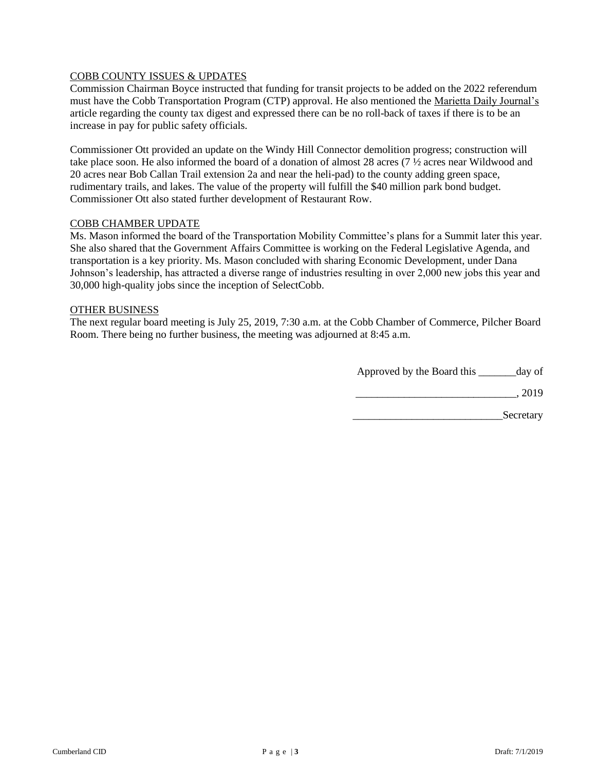COBB COUNTY ISSUES & UPDATES

Commission Chairman Boyce instructed that funding for transit projects to be added on the 2022 referendum must have the Cobb Transportation Program (CTP) approval. He also mentioned the Marietta Daily Journal's article regarding the county tax digest and expressed there can be no roll-back of taxes if there is to be an increase in pay for public safety officials.

Commissioner Ott provided an update on the Windy Hill Connector demolition progress; construction will take place soon. He also informed the board of a donation of almost 28 acres (7 ½ acres near Wildwood and 20 acres near Bob Callan Trail extension 2a and near the heli-pad) to the county adding green space, rudimentary trails, and lakes. The value of the property will fulfill the $40 million park bond budget. Commissioner Ott also stated further development of Restaurant Row.

COBB CHAMBER UPDATE

Ms. Mason informed the board of the Transportation Mobility Committee's plans for a Summit later this year. She also shared that the Government Affairs Committee is working on the Federal Legislative Agenda, and transportation is a key priority. Ms. Mason concluded with sharing Economic Development, under Dana Johnson's leadership, has attracted a diverse range of industries resulting in over 2,000 new jobs this year and 30,000 high-quality jobs since the inception of SelectCobb.

OTHER BUSINESS

The next regular board meeting is July 25, 2019, 7:30 a.m. at the Cobb Chamber of Commerce, Pilcher Board Room. There being no further business, the meeting was adjourned at 8:45 a.m.

Approved by the Board this _______day of

______________________________, 2019

____________________________Secretary